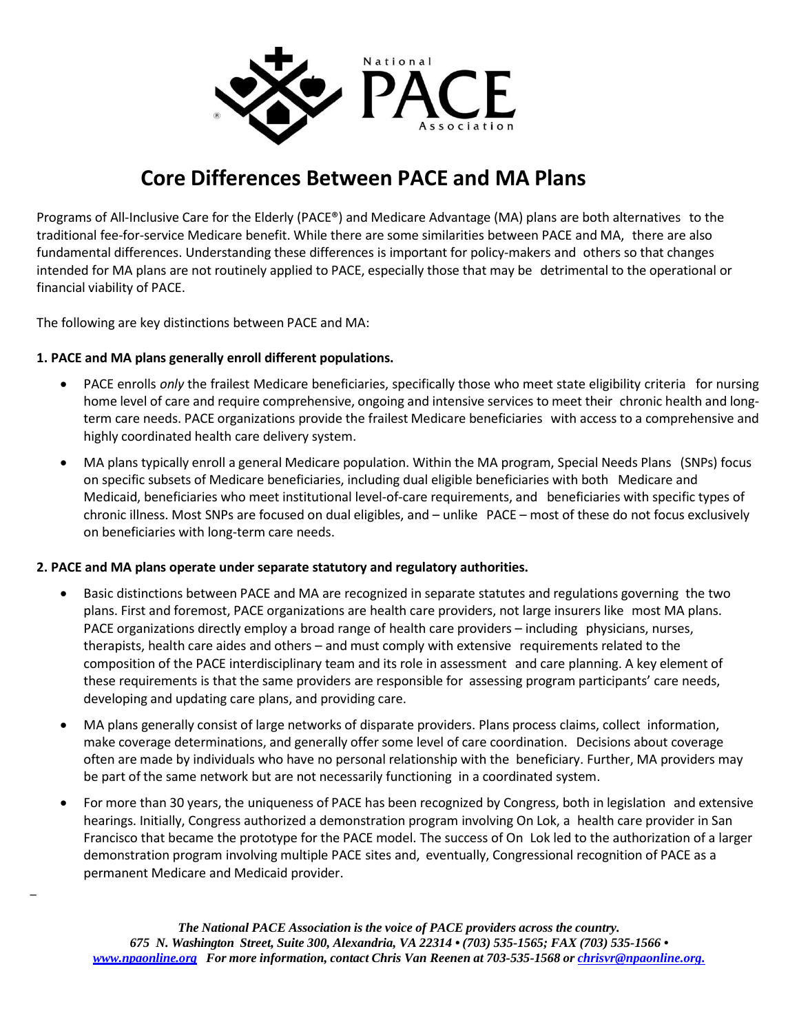# Core Differences Between PACE and MA Plans

Programs of All-Inclusive Care for the Elderly (PACE®) and Medicare Advantage (MA) plans are both alternatives to the traditional fee-for-service Medicare benefit. While there are some similarities between PACE and MA, there are also fundamental differences. Understanding these differences is important for policy-makers and others so that changes intended for MA plans are not routinely applied to PACE, especially those that may be detrimental to the operational or financial viability of PACE.

The following are key distinctions between PACE and MA:

**1. PACE and MA plans generally enroll different populations.**

- PACE enrolls *only* the frailest Medicare beneficiaries, specifically those who meet state eligibility criteria for nursing home level of care and require comprehensive, ongoing and intensive services to meet their chronic health and long-term care needs. PACE organizations provide the frailest Medicare beneficiaries with access to a comprehensive and highly coordinated health care delivery system.
- MA plans typically enroll a general Medicare population. Within the MA program, Special Needs Plans (SNPs) focus on specific subsets of Medicare beneficiaries, including dual eligible beneficiaries with both Medicare and Medicaid, beneficiaries who meet institutional level-of-care requirements, and beneficiaries with specific types of chronic illness. Most SNPs are focused on dual eligibles, and – unlike PACE – most of these do not focus exclusively on beneficiaries with long-term care needs.

**2. PACE and MA plans operate under separate statutory and regulatory authorities.**

- Basic distinctions between PACE and MA are recognized in separate statutes and regulations governing the two plans. First and foremost, PACE organizations are health care providers, not large insurers like most MA plans. PACE organizations directly employ a broad range of health care providers – including physicians, nurses, therapists, health care aides and others – and must comply with extensive requirements related to the composition of the PACE interdisciplinary team and its role in assessment and care planning. A key element of these requirements is that the same providers are responsible for assessing program participants' care needs, developing and updating care plans, and providing care.
- MA plans generally consist of large networks of disparate providers. Plans process claims, collect information, make coverage determinations, and generally offer some level of care coordination. Decisions about coverage often are made by individuals who have no personal relationship with the beneficiary. Further, MA providers may be part of the same network but are not necessarily functioning in a coordinated system.
- For more than 30 years, the uniqueness of PACE has been recognized by Congress, both in legislation and extensive hearings. Initially, Congress authorized a demonstration program involving On Lok, a health care provider in San Francisco that became the prototype for the PACE model. The success of On Lok led to the authorization of a larger demonstration program involving multiple PACE sites and, eventually, Congressional recognition of PACE as a permanent Medicare and Medicaid provider.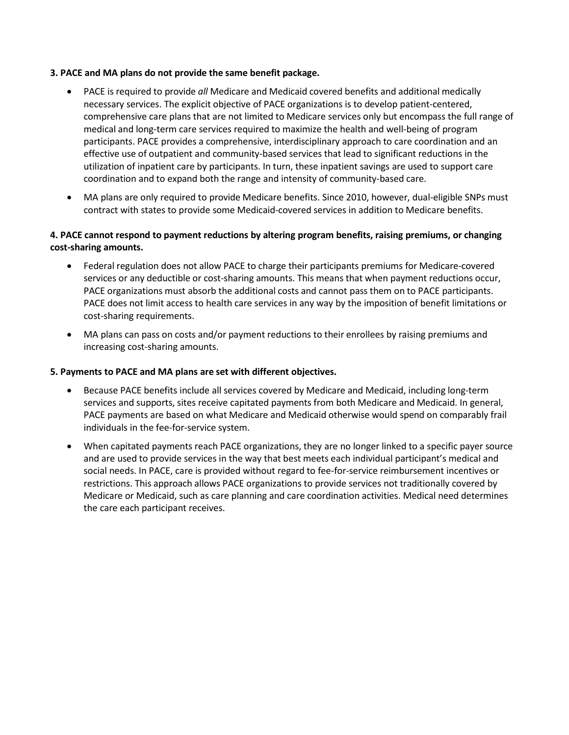**3. PACE and MA plans do not provide the same benefit package.**

- PACE is required to provide *all* Medicare and Medicaid covered benefits and additional medically necessary services. The explicit objective of PACE organizations is to develop patient-centered, comprehensive care plans that are not limited to Medicare services only but encompass the full range of medical and long-term care services required to maximize the health and well-being of program participants. PACE provides a comprehensive, interdisciplinary approach to care coordination and an effective use of outpatient and community-based services that lead to significant reductions in the utilization of inpatient care by participants. In turn, these inpatient savings are used to support care coordination and to expand both the range and intensity of community-based care.
- MA plans are only required to provide Medicare benefits. Since 2010, however, dual-eligible SNPs must contract with states to provide some Medicaid-covered services in addition to Medicare benefits.

**4. PACE cannot respond to payment reductions by altering program benefits, raising premiums, or changing cost-sharing amounts.**

- Federal regulation does not allow PACE to charge their participants premiums for Medicare-covered services or any deductible or cost-sharing amounts. This means that when payment reductions occur, PACE organizations must absorb the additional costs and cannot pass them on to PACE participants. PACE does not limit access to health care services in any way by the imposition of benefit limitations or cost-sharing requirements.
- MA plans can pass on costs and/or payment reductions to their enrollees by raising premiums and increasing cost-sharing amounts.

**5. Payments to PACE and MA plans are set with different objectives.**

- Because PACE benefits include all services covered by Medicare and Medicaid, including long-term services and supports, sites receive capitated payments from both Medicare and Medicaid. In general, PACE payments are based on what Medicare and Medicaid otherwise would spend on comparably frail individuals in the fee-for-service system.
- When capitated payments reach PACE organizations, they are no longer linked to a specific payer source and are used to provide services in the way that best meets each individual participant's medical and social needs. In PACE, care is provided without regard to fee-for-service reimbursement incentives or restrictions. This approach allows PACE organizations to provide services not traditionally covered by Medicare or Medicaid, such as care planning and care coordination activities. Medical need determines the care each participant receives.